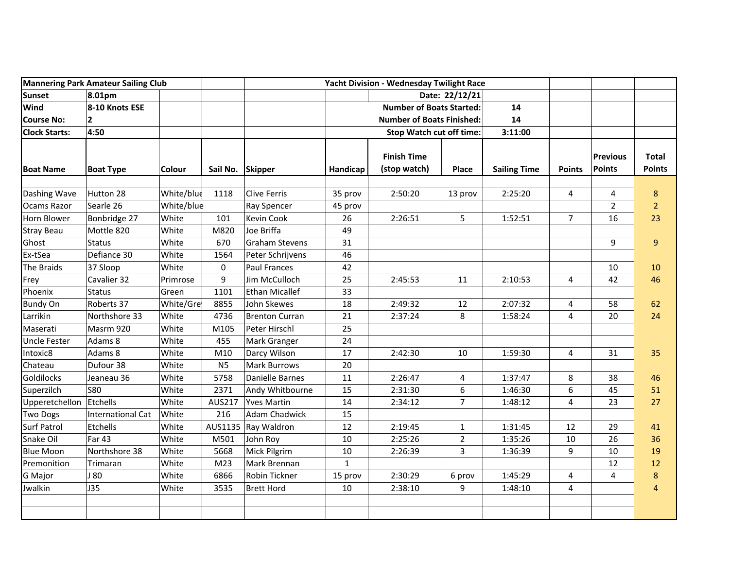| Mannering Park Amateur Sailing Club | | | | | Yacht Division - Wednesday Twilight Race | | | | | | |
|---|---|---|---|---|---|---|---|---|---|---|---|
| **Sunset** | **8.01pm** | | | | | | **Date: 22/12/21** | | | | |
| **Wind** | **8-10 Knots ESE** | | | | | | **Number of Boats Started:** | **14** | | | |
| **Course No:** | **2** | | | | | | **Number of Boats Finished:** | **14** | | | |
| **Clock Starts:** | **4:50** | | | | | | **Stop Watch cut off time:** | **3:11:00** | | | |
| **Boat Name** | **Boat Type** | **Colour** | **Sail No.** | **Skipper** | **Handicap** | **Finish Time (stop watch)** | **Place** | **Sailing Time** | **Points** | **Previous Points** | **Total Points** |
| | | | | | | | | | | | |
| Dashing Wave | Hutton 28 | White/blue | 1118 | Clive Ferris | 35 prov | 2:50:20 | 13 prov | 2:25:20 | 4 | 4 | 8 |
| Ocams Razor | Searle 26 | White/blue | | Ray Spencer | 45 prov | | | | | 2 | 2 |
| Horn Blower | Bonbridge 27 | White | 101 | Kevin Cook | 26 | 2:26:51 | 5 | 1:52:51 | 7 | 16 | 23 |
| Stray Beau | Mottle 820 | White | M820 | Joe Briffa | 49 | | | | | | |
| Ghost | Status | White | 670 | Graham Stevens | 31 | | | | | 9 | 9 |
| Ex-tSea | Defiance 30 | White | 1564 | Peter Schrijvens | 46 | | | | | | |
| The Braids | 37 Sloop | White | 0 | Paul Frances | 42 | | | | | 10 | 10 |
| Frey | Cavalier 32 | Primrose | 9 | Jim McCulloch | 25 | 2:45:53 | 11 | 2:10:53 | 4 | 42 | 46 |
| Phoenix | Status | Green | 1101 | Ethan Micallef | 33 | | | | | | |
| Bundy On | Roberts 37 | White/Grey | 8855 | John Skewes | 18 | 2:49:32 | 12 | 2:07:32 | 4 | 58 | 62 |
| Larrikin | Northshore 33 | White | 4736 | Brenton Curran | 21 | 2:37:24 | 8 | 1:58:24 | 4 | 20 | 24 |
| Maserati | Masrm 920 | White | M105 | Peter Hirschl | 25 | | | | | | |
| Uncle Fester | Adams 8 | White | 455 | Mark Granger | 24 | | | | | | |
| Intoxic8 | Adams 8 | White | M10 | Darcy Wilson | 17 | 2:42:30 | 10 | 1:59:30 | 4 | 31 | 35 |
| Chateau | Dufour 38 | White | N5 | Mark Burrows | 20 | | | | | | |
| Goldilocks | Jeaneau 36 | White | 5758 | Danielle Barnes | 11 | 2:26:47 | 4 | 1:37:47 | 8 | 38 | 46 |
| Superzilch | S80 | White | 2371 | Andy Whitbourne | 15 | 2:31:30 | 6 | 1:46:30 | 6 | 45 | 51 |
| Upperetchellon | Etchells | White | AUS217 | Yves Martin | 14 | 2:34:12 | 7 | 1:48:12 | 4 | 23 | 27 |
| Two Dogs | International Cat | White | 216 | Adam Chadwick | 15 | | | | | | |
| Surf Patrol | Etchells | White | AUS1135 | Ray Waldron | 12 | 2:19:45 | 1 | 1:31:45 | 12 | 29 | 41 |
| Snake Oil | Far 43 | White | M501 | John Roy | 10 | 2:25:26 | 2 | 1:35:26 | 10 | 26 | 36 |
| Blue Moon | Northshore 38 | White | 5668 | Mick Pilgrim | 10 | 2:26:39 | 3 | 1:36:39 | 9 | 10 | 19 |
| Premonition | Trimaran | White | M23 | Mark Brennan | 1 | | | | | 12 | 12 |
| G Major | J 80 | White | 6866 | Robin Tickner | 15 prov | 2:30:29 | 6 prov | 1:45:29 | 4 | 4 | 8 |
| Jwalkin | J35 | White | 3535 | Brett Hord | 10 | 2:38:10 | 9 | 1:48:10 | 4 | | 4 |
| | | | | | | | | | | | |
| | | | | | | | | | | | |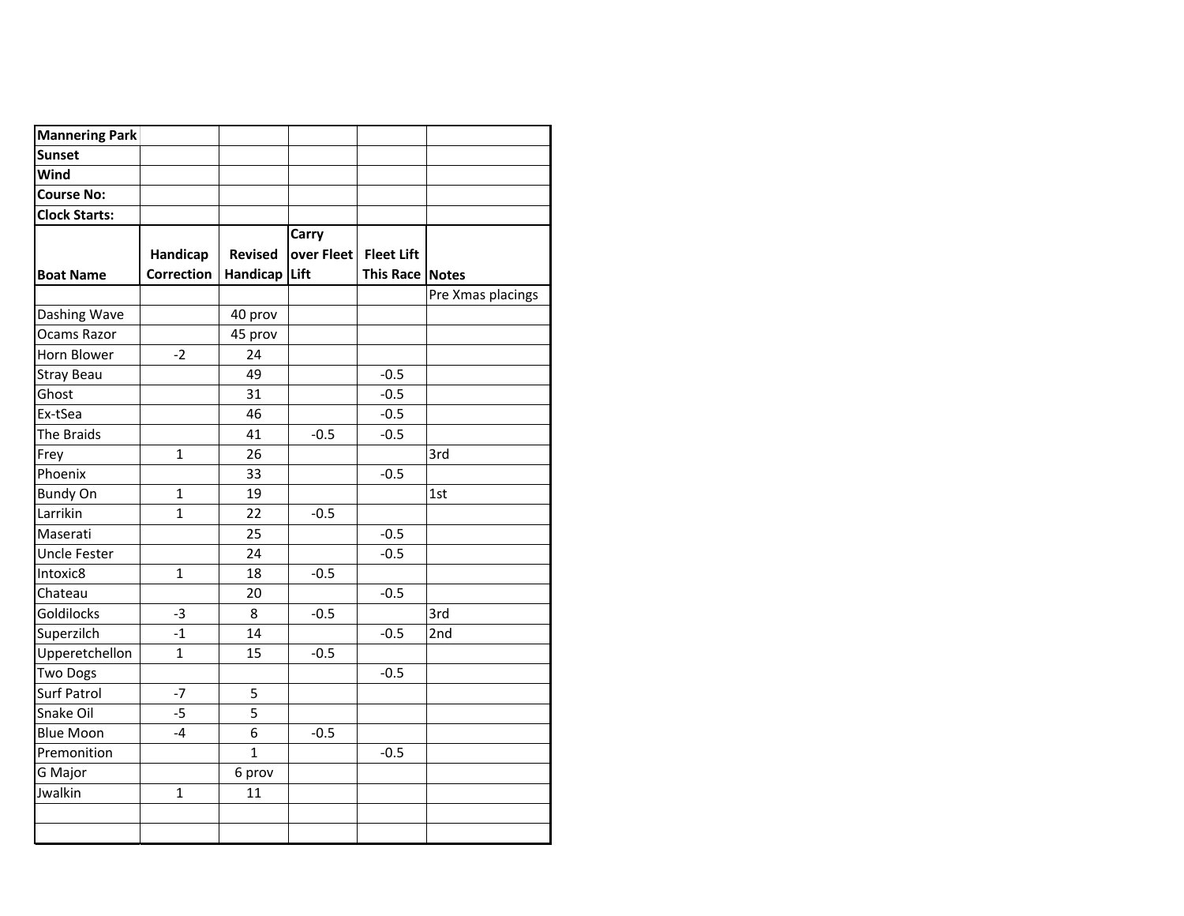| | | | | | |
|---|---|---|---|---|---|
| **Mannering Park** | | | | | |
| **Sunset** | | | | | |
| **Wind** | | | | | |
| **Course No:** | | | | | |
| **Clock Starts:** | | | | | |
| **Boat Name** | **Handicap Correction** | **Revised Handicap** | **Carry over Fleet Lift** | **Fleet Lift This Race** | **Notes** |
| | | | | | Pre Xmas placings |
| Dashing Wave | | 40 prov | | | |
| Ocams Razor | | 45 prov | | | |
| Horn Blower | -2 | 24 | | | |
| Stray Beau | | 49 | | -0.5 | |
| Ghost | | 31 | | -0.5 | |
| Ex-tSea | | 46 | | -0.5 | |
| The Braids | | 41 | -0.5 | -0.5 | |
| Frey | 1 | 26 | | | 3rd |
| Phoenix | | 33 | | -0.5 | |
| Bundy On | 1 | 19 | | | 1st |
| Larrikin | 1 | 22 | -0.5 | | |
| Maserati | | 25 | | -0.5 | |
| Uncle Fester | | 24 | | -0.5 | |
| Intoxic8 | 1 | 18 | -0.5 | | |
| Chateau | | 20 | | -0.5 | |
| Goldilocks | -3 | 8 | -0.5 | | 3rd |
| Superzilch | -1 | 14 | | -0.5 | 2nd |
| Upperetchellon | 1 | 15 | -0.5 | | |
| Two Dogs | | | | -0.5 | |
| Surf Patrol | -7 | 5 | | | |
| Snake Oil | -5 | 5 | | | |
| Blue Moon | -4 | 6 | -0.5 | | |
| Premonition | | 1 | | -0.5 | |
| G Major | | 6 prov | | | |
| Jwalkin | 1 | 11 | | | |
| | | | | | |
| | | | | | |